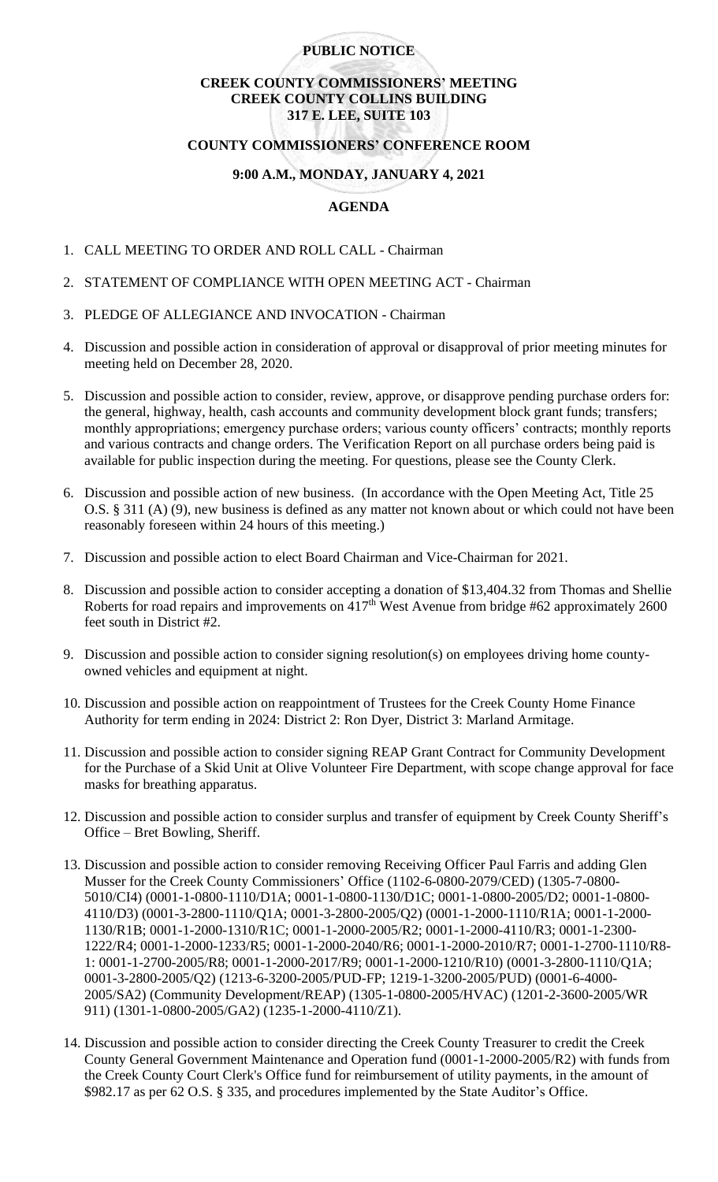**PUBLIC NOTICE**

**CREEK COUNTY COMMISSIONERS' MEETING**
**CREEK COUNTY COLLINS BUILDING**
**317 E. LEE, SUITE 103**

**COUNTY COMMISSIONERS' CONFERENCE ROOM**

**9:00 A.M., MONDAY, JANUARY 4, 2021**

**AGENDA**

1. CALL MEETING TO ORDER AND ROLL CALL - Chairman

2. STATEMENT OF COMPLIANCE WITH OPEN MEETING ACT - Chairman

3. PLEDGE OF ALLEGIANCE AND INVOCATION - Chairman

4. Discussion and possible action in consideration of approval or disapproval of prior meeting minutes for meeting held on December 28, 2020.

5. Discussion and possible action to consider, review, approve, or disapprove pending purchase orders for: the general, highway, health, cash accounts and community development block grant funds; transfers; monthly appropriations; emergency purchase orders; various county officers' contracts; monthly reports and various contracts and change orders. The Verification Report on all purchase orders being paid is available for public inspection during the meeting. For questions, please see the County Clerk.

6. Discussion and possible action of new business. (In accordance with the Open Meeting Act, Title 25 O.S. § 311 (A) (9), new business is defined as any matter not known about or which could not have been reasonably foreseen within 24 hours of this meeting.)

7. Discussion and possible action to elect Board Chairman and Vice-Chairman for 2021.

8. Discussion and possible action to consider accepting a donation of $13,404.32 from Thomas and Shellie Roberts for road repairs and improvements on 417th West Avenue from bridge #62 approximately 2600 feet south in District #2.

9. Discussion and possible action to consider signing resolution(s) on employees driving home county-owned vehicles and equipment at night.

10. Discussion and possible action on reappointment of Trustees for the Creek County Home Finance Authority for term ending in 2024: District 2: Ron Dyer, District 3: Marland Armitage.

11. Discussion and possible action to consider signing REAP Grant Contract for Community Development for the Purchase of a Skid Unit at Olive Volunteer Fire Department, with scope change approval for face masks for breathing apparatus.

12. Discussion and possible action to consider surplus and transfer of equipment by Creek County Sheriff's Office – Bret Bowling, Sheriff.

13. Discussion and possible action to consider removing Receiving Officer Paul Farris and adding Glen Musser for the Creek County Commissioners' Office (1102-6-0800-2079/CED) (1305-7-0800-5010/CI4) (0001-1-0800-1110/D1A; 0001-1-0800-1130/D1C; 0001-1-0800-2005/D2; 0001-1-0800-4110/D3) (0001-3-2800-1110/Q1A; 0001-3-2800-2005/Q2) (0001-1-2000-1110/R1A; 0001-1-2000-1130/R1B; 0001-1-2000-1310/R1C; 0001-1-2000-2005/R2; 0001-1-2000-4110/R3; 0001-1-2300-1222/R4; 0001-1-2000-1233/R5; 0001-1-2000-2040/R6; 0001-1-2000-2010/R7; 0001-1-2700-1110/R8-1: 0001-1-2700-2005/R8; 0001-1-2000-2017/R9; 0001-1-2000-1210/R10) (0001-3-2800-1110/Q1A; 0001-3-2800-2005/Q2) (1213-6-3200-2005/PUD-FP; 1219-1-3200-2005/PUD) (0001-6-4000-2005/SA2) (Community Development/REAP) (1305-1-0800-2005/HVAC) (1201-2-3600-2005/WR 911) (1301-1-0800-2005/GA2) (1235-1-2000-4110/Z1).

14. Discussion and possible action to consider directing the Creek County Treasurer to credit the Creek County General Government Maintenance and Operation fund (0001-1-2000-2005/R2) with funds from the Creek County Court Clerk's Office fund for reimbursement of utility payments, in the amount of $982.17 as per 62 O.S. § 335, and procedures implemented by the State Auditor's Office.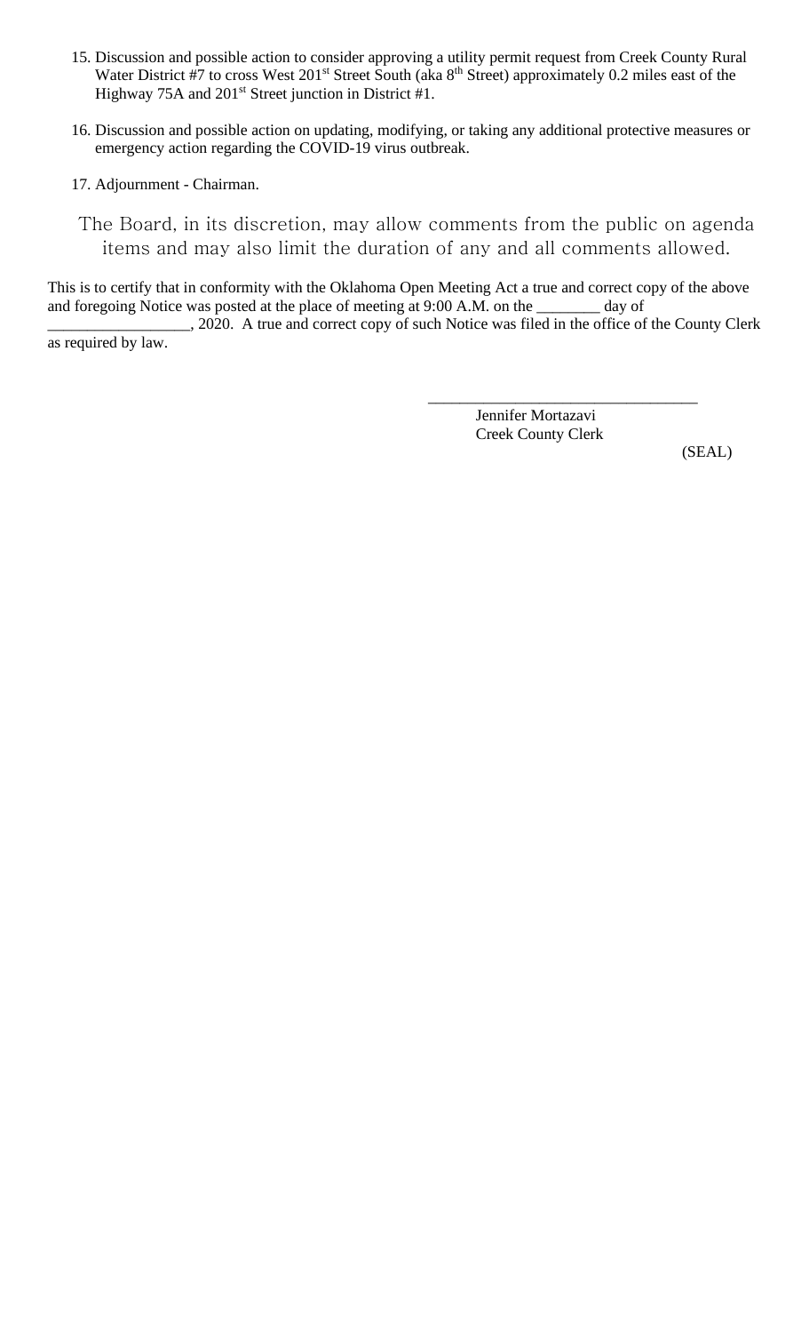15. Discussion and possible action to consider approving a utility permit request from Creek County Rural Water District #7 to cross West 201st Street South (aka 8th Street) approximately 0.2 miles east of the Highway 75A and 201st Street junction in District #1.

16. Discussion and possible action on updating, modifying, or taking any additional protective measures or emergency action regarding the COVID-19 virus outbreak.

17. Adjournment - Chairman.

The Board, in its discretion, may allow comments from the public on agenda items and may also limit the duration of any and all comments allowed.

This is to certify that in conformity with the Oklahoma Open Meeting Act a true and correct copy of the above and foregoing Notice was posted at the place of meeting at 9:00 A.M. on the ________ day of __________________, 2020. A true and correct copy of such Notice was filed in the office of the County Clerk as required by law.

__________________________________

Jennifer Mortazavi
Creek County Clerk

(SEAL)